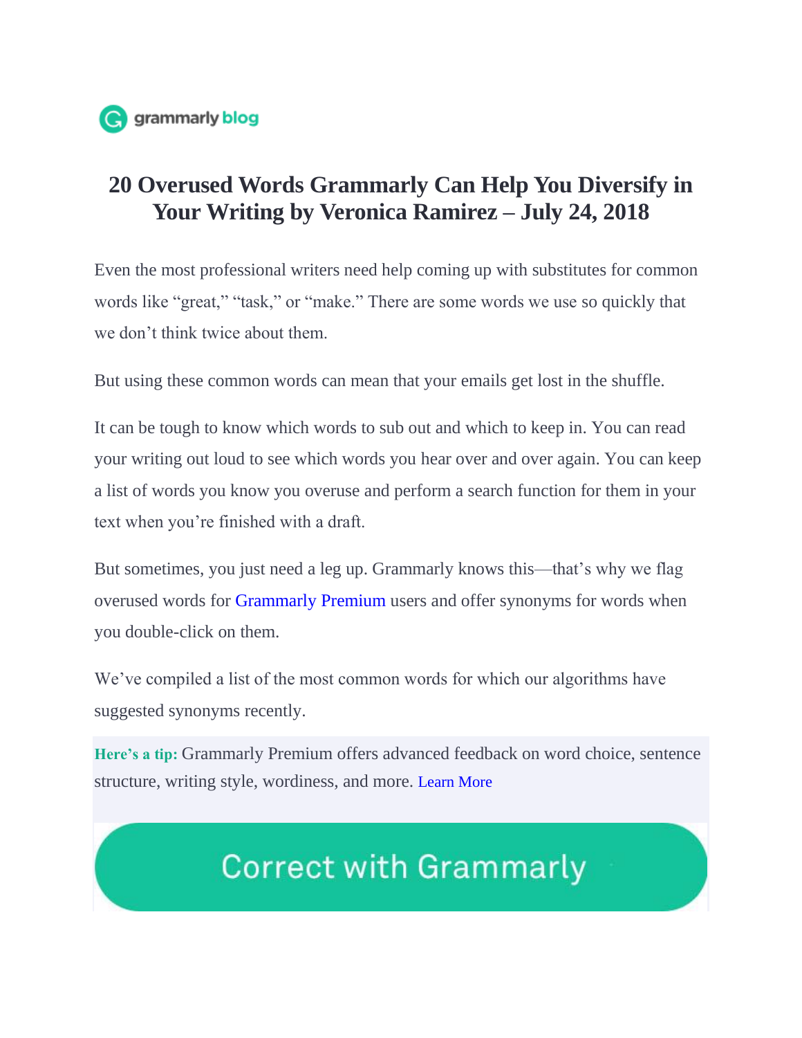grammarly blog

# 20 Overused Words Grammarly Can Help You Diversify in Your Writing by Veronica Ramirez – July 24, 2018

Even the most professional writers need help coming up with substitutes for common words like "great," "task," or "make." There are some words we use so quickly that we don't think twice about them.

But using these common words can mean that your emails get lost in the shuffle.

It can be tough to know which words to sub out and which to keep in. You can read your writing out loud to see which words you hear over and over again. You can keep a list of words you know you overuse and perform a search function for them in your text when you're finished with a draft.

But sometimes, you just need a leg up. Grammarly knows this—that's why we flag overused words for Grammarly Premium users and offer synonyms for words when you double-click on them.

We've compiled a list of the most common words for which our algorithms have suggested synonyms recently.

**Here's a tip:** Grammarly Premium offers advanced feedback on word choice, sentence structure, writing style, wordiness, and more. Learn More

Correct with Grammarly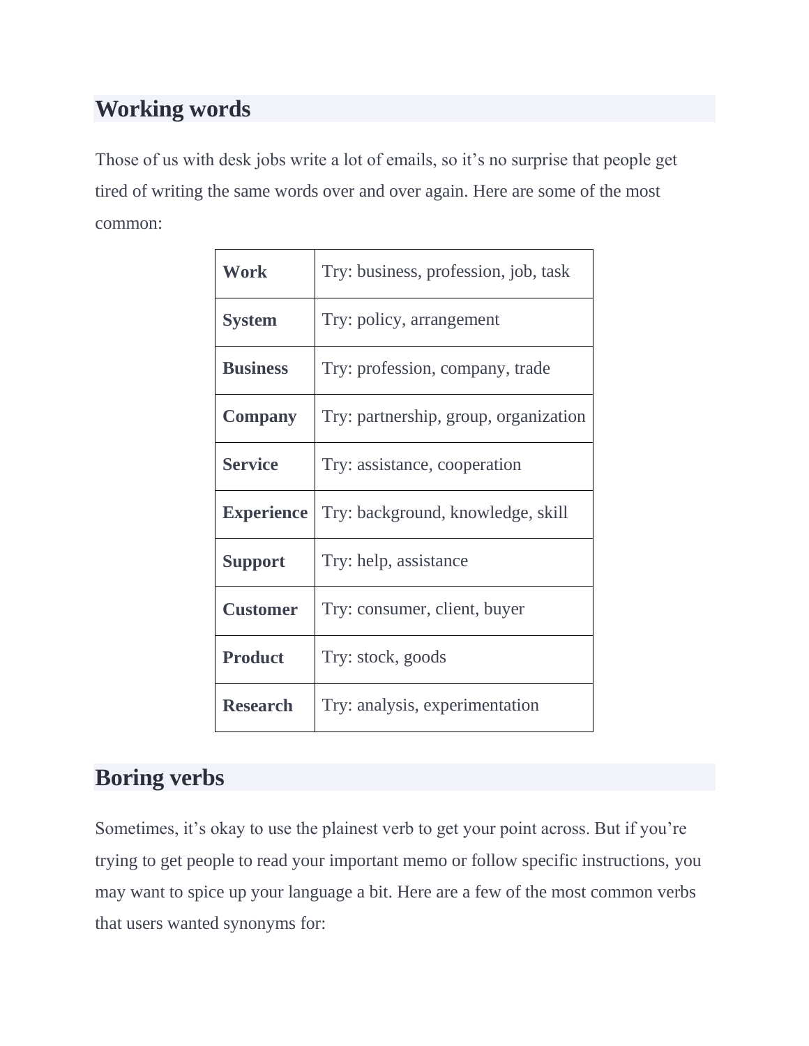## Working words

Those of us with desk jobs write a lot of emails, so it’s no surprise that people get tired of writing the same words over and over again. Here are some of the most common:

| | |
|---|---|
| **Work** | Try: business, profession, job, task |
| **System** | Try: policy, arrangement |
| **Business** | Try: profession, company, trade |
| **Company** | Try: partnership, group, organization |
| **Service** | Try: assistance, cooperation |
| **Experience** | Try: background, knowledge, skill |
| **Support** | Try: help, assistance |
| **Customer** | Try: consumer, client, buyer |
| **Product** | Try: stock, goods |
| **Research** | Try: analysis, experimentation |

## Boring verbs

Sometimes, it’s okay to use the plainest verb to get your point across. But if you’re trying to get people to read your important memo or follow specific instructions, you may want to spice up your language a bit. Here are a few of the most common verbs that users wanted synonyms for: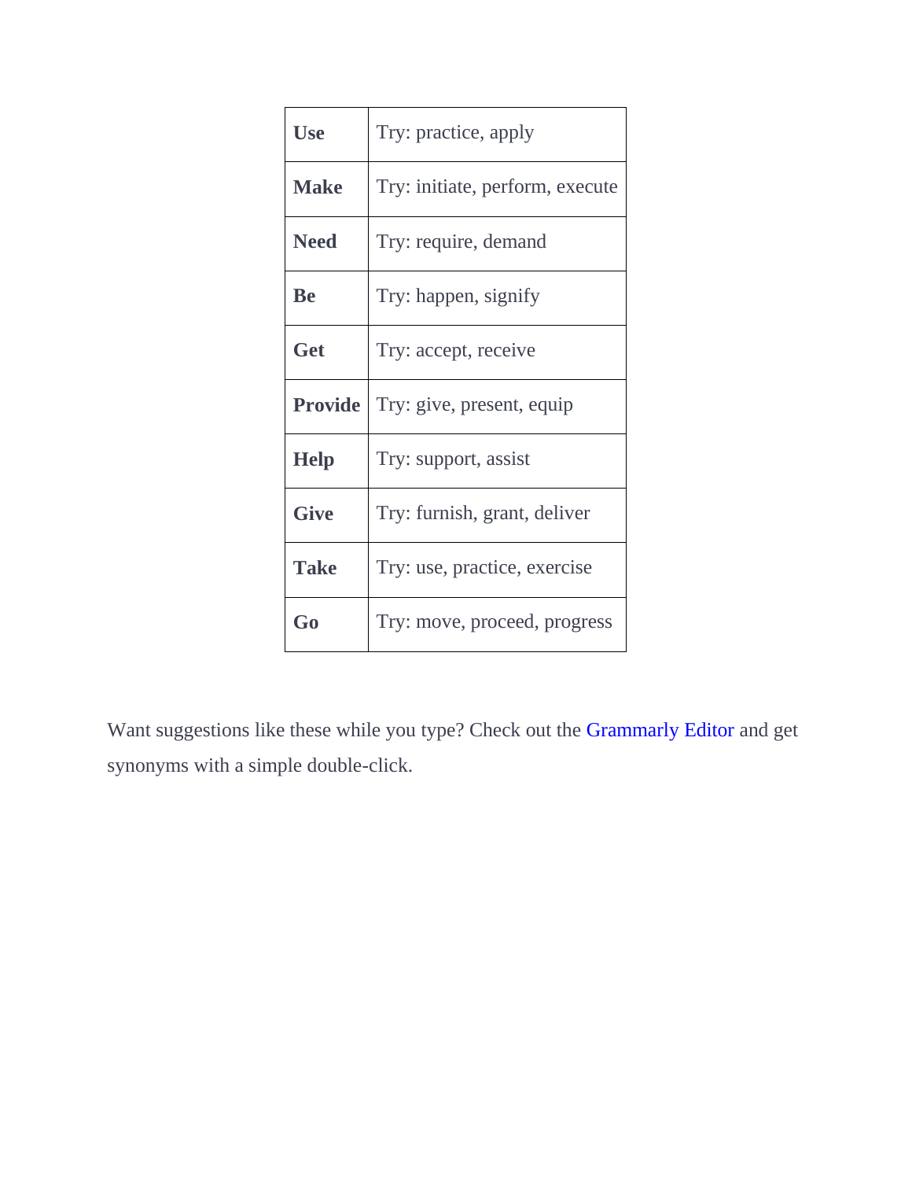| | |
|---|---|
| **Use** | Try: practice, apply |
| **Make** | Try: initiate, perform, execute |
| **Need** | Try: require, demand |
| **Be** | Try: happen, signify |
| **Get** | Try: accept, receive |
| **Provide** | Try: give, present, equip |
| **Help** | Try: support, assist |
| **Give** | Try: furnish, grant, deliver |
| **Take** | Try: use, practice, exercise |
| **Go** | Try: move, proceed, progress |

Want suggestions like these while you type? Check out the Grammarly Editor and get synonyms with a simple double-click.